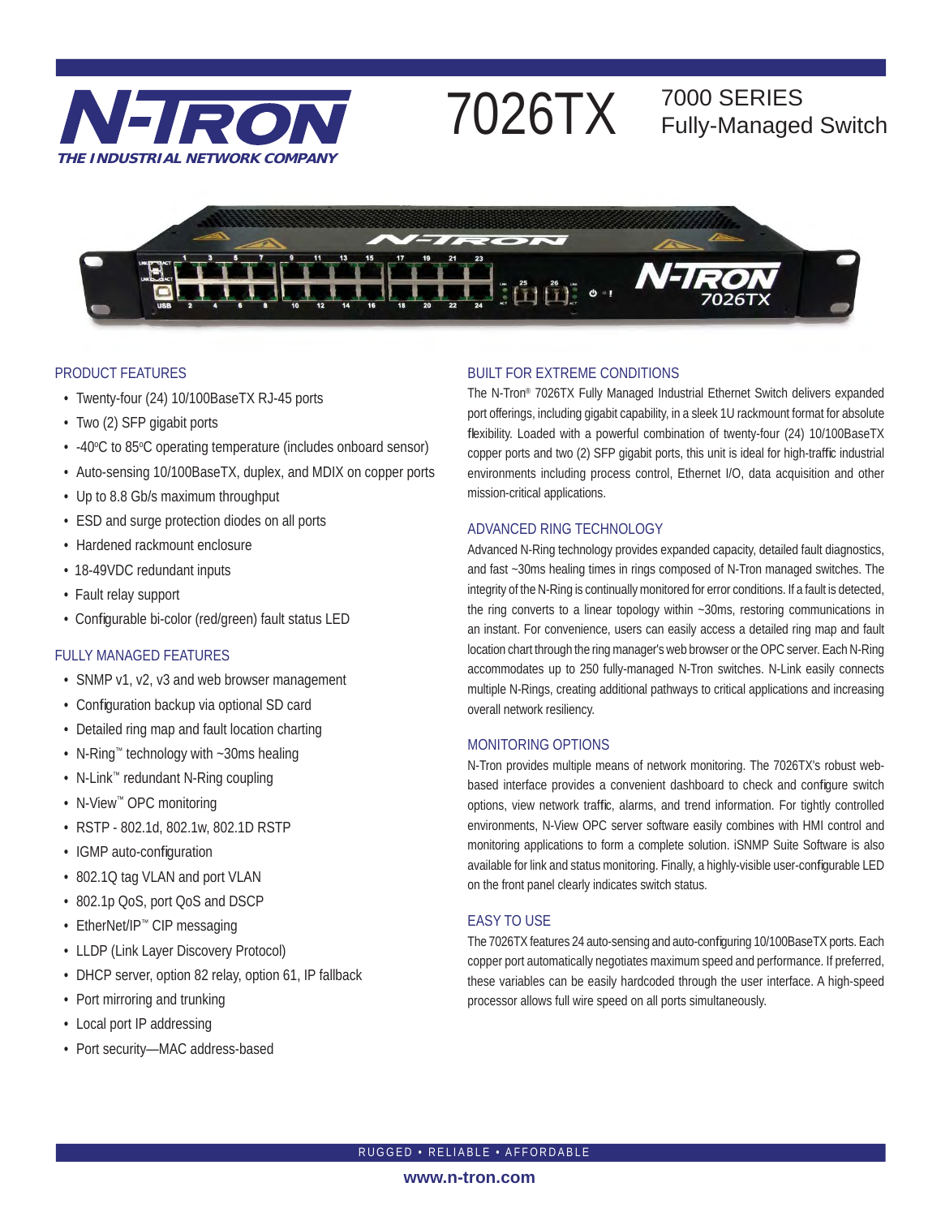# N-TRON

*THE INDUSTRIAL NETWORK COMPANY*

# 7026TX

## 7000 SERIES Fully-Managed Switch

## PRODUCT FEATURES

- Twenty-four (24) 10/100BaseTX RJ-45 ports
- Two (2) SFP gigabit ports
- -40°C to 85°C operating temperature (includes onboard sensor)
- Auto-sensing 10/100BaseTX, duplex, and MDIX on copper ports
- Up to 8.8 Gb/s maximum throughput
- ESD and surge protection diodes on all ports
- Hardened rackmount enclosure
- 18-49VDC redundant inputs
- Fault relay support
- Configurable bi-color (red/green) fault status LED

## FULLY MANAGED FEATURES

- SNMP v1, v2, v3 and web browser management
- Configuration backup via optional SD card
- Detailed ring map and fault location charting
- N-Ring™ technology with ~30ms healing
- N-Link™ redundant N-Ring coupling
- N-View™ OPC monitoring
- RSTP - 802.1d, 802.1w, 802.1D RSTP
- IGMP auto-configuration
- 802.1Q tag VLAN and port VLAN
- 802.1p QoS, port QoS and DSCP
- EtherNet/IP™ CIP messaging
- LLDP (Link Layer Discovery Protocol)
- DHCP server, option 82 relay, option 61, IP fallback
- Port mirroring and trunking
- Local port IP addressing
- Port security—MAC address-based

## BUILT FOR EXTREME CONDITIONS

The N-Tron® 7026TX Fully Managed Industrial Ethernet Switch delivers expanded port offerings, including gigabit capability, in a sleek 1U rackmount format for absolute flexibility. Loaded with a powerful combination of twenty-four (24) 10/100BaseTX copper ports and two (2) SFP gigabit ports, this unit is ideal for high-traffic industrial environments including process control, Ethernet I/O, data acquisition and other mission-critical applications.

## ADVANCED RING TECHNOLOGY

Advanced N-Ring technology provides expanded capacity, detailed fault diagnostics, and fast ~30ms healing times in rings composed of N-Tron managed switches. The integrity of the N-Ring is continually monitored for error conditions. If a fault is detected, the ring converts to a linear topology within ~30ms, restoring communications in an instant. For convenience, users can easily access a detailed ring map and fault location chart through the ring manager's web browser or the OPC server. Each N-Ring accommodates up to 250 fully-managed N-Tron switches. N-Link easily connects multiple N-Rings, creating additional pathways to critical applications and increasing overall network resiliency.

## MONITORING OPTIONS

N-Tron provides multiple means of network monitoring. The 7026TX's robust web-based interface provides a convenient dashboard to check and configure switch options, view network traffic, alarms, and trend information. For tightly controlled environments, N-View OPC server software easily combines with HMI control and monitoring applications to form a complete solution. iSNMP Suite Software is also available for link and status monitoring. Finally, a highly-visible user-configurable LED on the front panel clearly indicates switch status.

## EASY TO USE

The 7026TX features 24 auto-sensing and auto-configuring 10/100BaseTX ports. Each copper port automatically negotiates maximum speed and performance. If preferred, these variables can be easily hardcoded through the user interface. A high-speed processor allows full wire speed on all ports simultaneously.

RUGGED • RELIABLE • AFFORDABLE

www.n-tron.com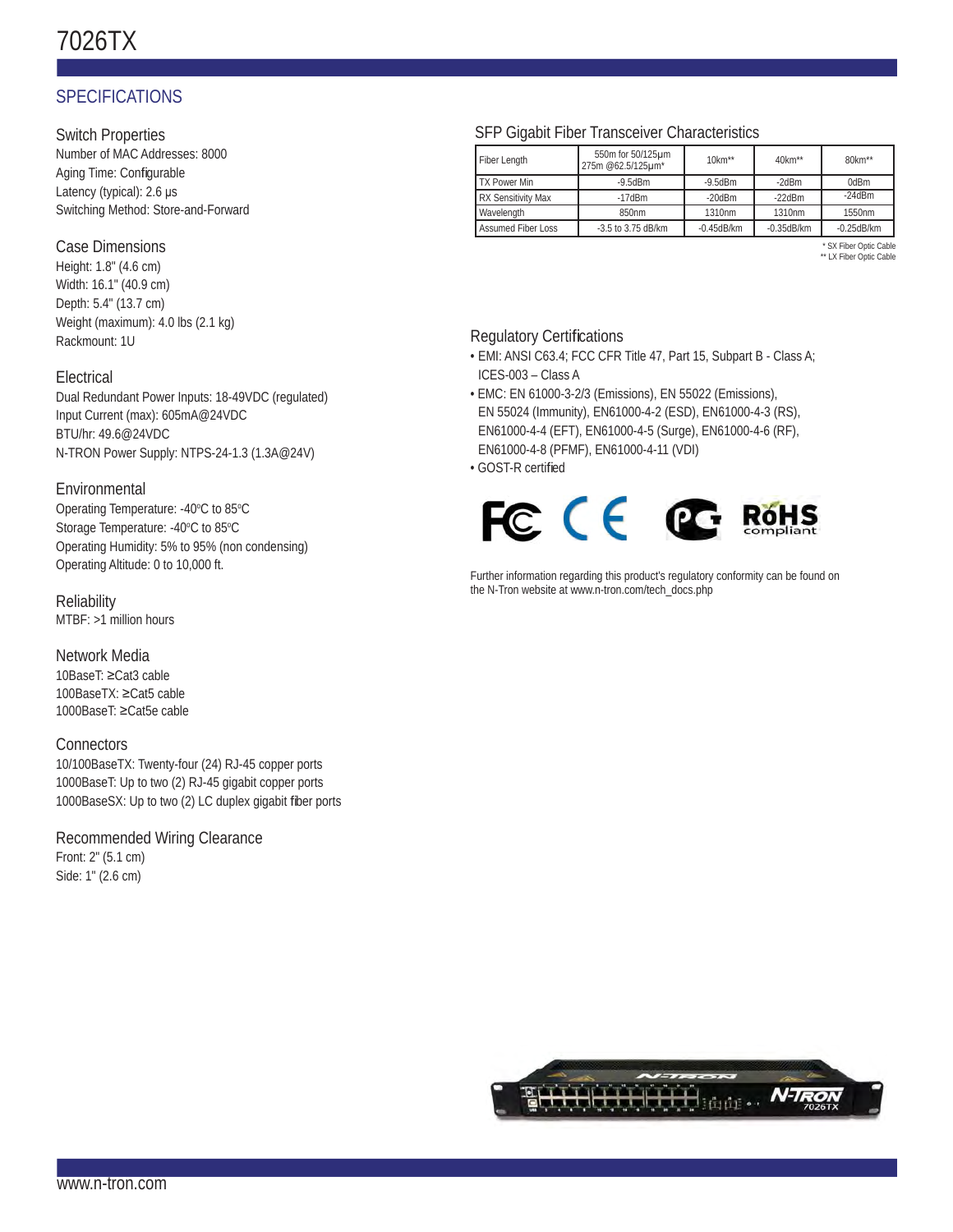# 7026TX

## SPECIFICATIONS

### Switch Properties

Number of MAC Addresses: 8000
Aging Time: Configurable
Latency (typical): 2.6 µs
Switching Method: Store-and-Forward

### Case Dimensions

Height: 1.8" (4.6 cm)
Width: 16.1" (40.9 cm)
Depth: 5.4" (13.7 cm)
Weight (maximum): 4.0 lbs (2.1 kg)
Rackmount: 1U

### Electrical

Dual Redundant Power Inputs: 18-49VDC (regulated)
Input Current (max): 605mA@24VDC
BTU/hr: 49.6@24VDC
N-TRON Power Supply: NTPS-24-1.3 (1.3A@24V)

### Environmental

Operating Temperature: -40°C to 85°C
Storage Temperature: -40°C to 85°C
Operating Humidity: 5% to 95% (non condensing)
Operating Altitude: 0 to 10,000 ft.

### Reliability

MTBF: >1 million hours

### Network Media

10BaseT: ≥Cat3 cable
100BaseTX: ≥Cat5 cable
1000BaseT: ≥Cat5e cable

### Connectors

10/100BaseTX: Twenty-four (24) RJ-45 copper ports
1000BaseT: Up to two (2) RJ-45 gigabit copper ports
1000BaseSX: Up to two (2) LC duplex gigabit fiber ports

### Recommended Wiring Clearance

Front: 2" (5.1 cm)
Side: 1" (2.6 cm)

### SFP Gigabit Fiber Transceiver Characteristics

| Fiber Length | 550m for 50/125µm 275m @62.5/125µm* | 10km** | 40km** | 80km** |
|---|---|---|---|---|
| TX Power Min | -9.5dBm | -9.5dBm | -2dBm | 0dBm |
| RX Sensitivity Max | -17dBm | -20dBm | -22dBm | -24dBm |
| Wavelength | 850nm | 1310nm | 1310nm | 1550nm |
| Assumed Fiber Loss | -3.5 to 3.75 dB/km | -0.45dB/km | -0.35dB/km | -0.25dB/km |

\* SX Fiber Optic Cable
** LX Fiber Optic Cable

### Regulatory Certifications

- EMI: ANSI C63.4; FCC CFR Title 47, Part 15, Subpart B - Class A; ICES-003 – Class A
- EMC: EN 61000-3-2/3 (Emissions), EN 55022 (Emissions), EN 55024 (Immunity), EN61000-4-2 (ESD), EN61000-4-3 (RS), EN61000-4-4 (EFT), EN61000-4-5 (Surge), EN61000-4-6 (RF), EN61000-4-8 (PFMF), EN61000-4-11 (VDI)
- GOST-R certified

Further information regarding this product's regulatory conformity can be found on the N-Tron website at www.n-tron.com/tech_docs.php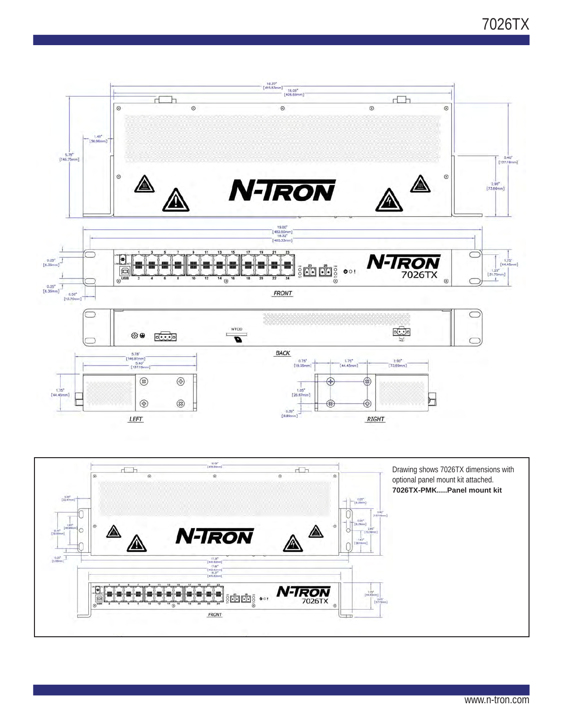Drawing shows 7026TX dimensions with optional panel mount kit attached.
**7026TX-PMK.....Panel mount kit**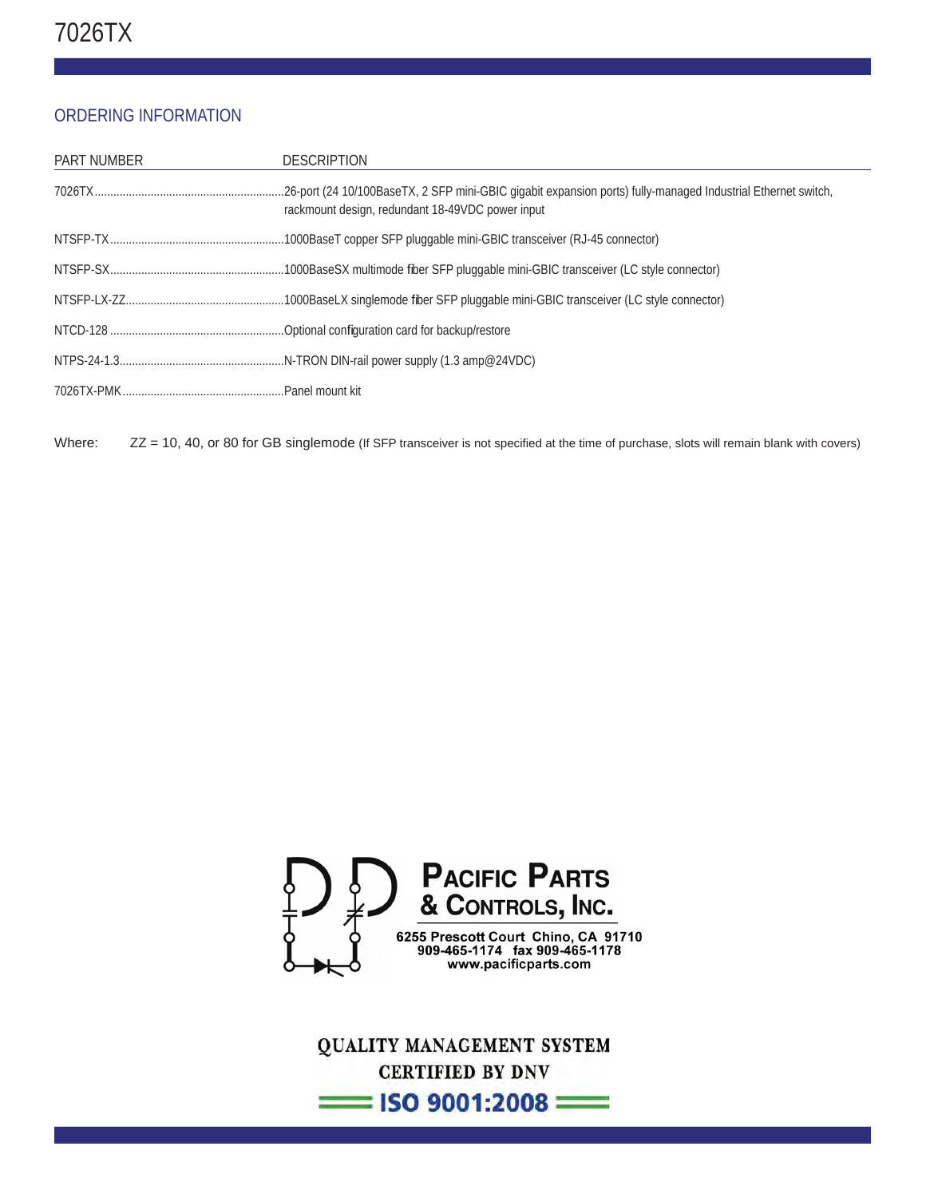## ORDERING INFORMATION

| PART NUMBER | DESCRIPTION |
|---|---|
| 7026TX | 26-port (24 10/100BaseTX, 2 SFP mini-GBIC gigabit expansion ports) fully-managed Industrial Ethernet switch, rackmount design, redundant 18-49VDC power input |
| NTSFP-TX | 1000BaseT copper SFP pluggable mini-GBIC transceiver (RJ-45 connector) |
| NTSFP-SX | 1000BaseSX multimode fiber SFP pluggable mini-GBIC transceiver (LC style connector) |
| NTSFP-LX-ZZ | 1000BaseLX singlemode fiber SFP pluggable mini-GBIC transceiver (LC style connector) |
| NTCD-128 | Optional configuration card for backup/restore |
| NTPS-24-1.3 | N-TRON DIN-rail power supply (1.3 amp@24VDC) |
| 7026TX-PMK | Panel mount kit |

Where: ZZ = 10, 40, or 80 for GB singlemode (If SFP transceiver is not specified at the time of purchase, slots will remain blank with covers)

**PACIFIC PARTS & CONTROLS, INC.**

6255 Prescott Court Chino, CA 91710
909-465-1174 fax 909-465-1178
www.pacificparts.com

QUALITY MANAGEMENT SYSTEM
CERTIFIED BY DNV
ISO 9001:2008